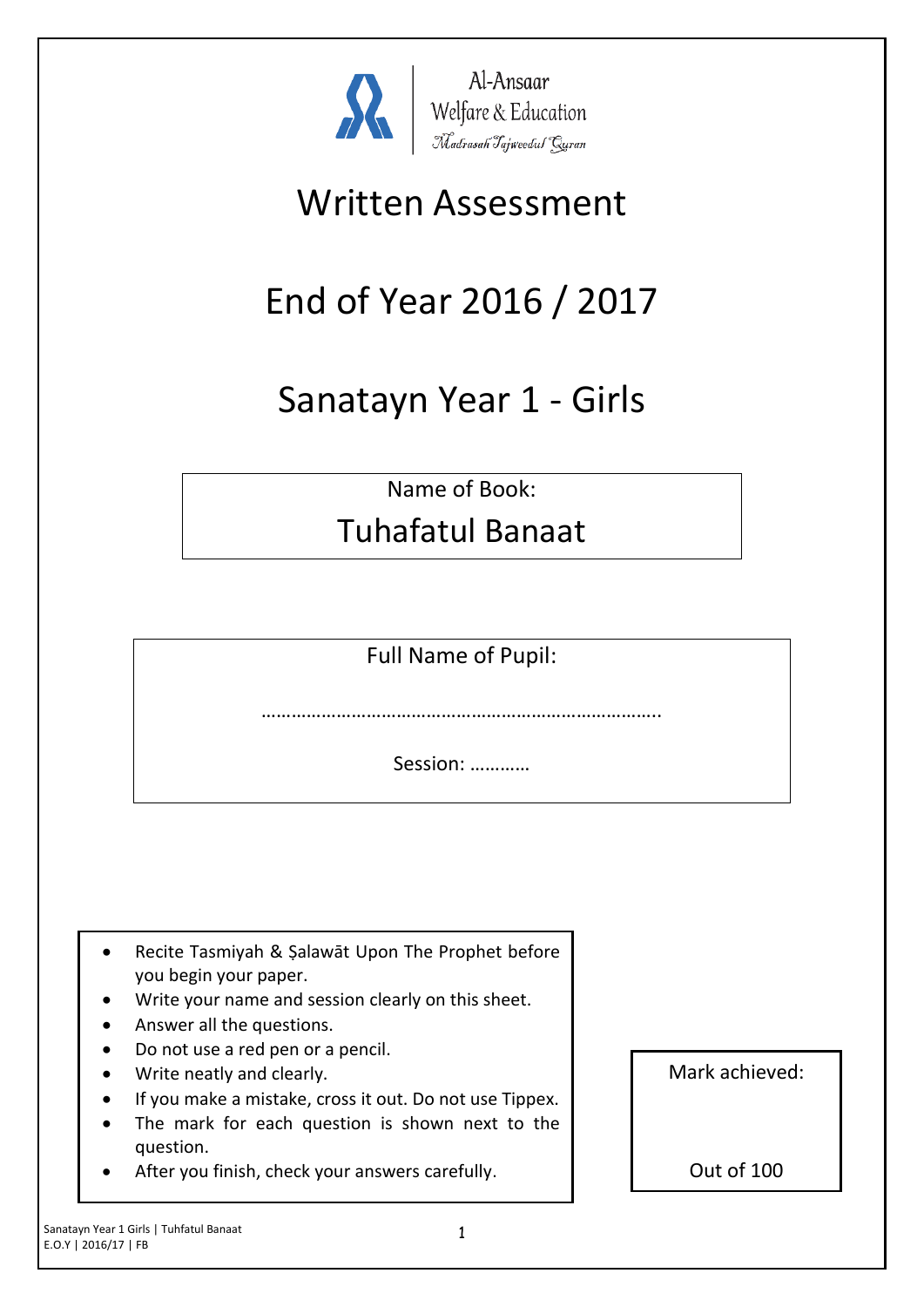Al-Ansaar
Welfare & Education
Madrasah Tajweedul Quran

# Written Assessment

# End of Year 2016 / 2017

# Sanatayn Year 1 - Girls

Name of Book:

## Tuhafatul Banaat

Full Name of Pupil:

……………………………………………………………………..

Session: …………

- Recite Tasmiyah & Ṣalawāt Upon The Prophet before you begin your paper.
- Write your name and session clearly on this sheet.
- Answer all the questions.
- Do not use a red pen or a pencil.
- Write neatly and clearly.
- If you make a mistake, cross it out. Do not use Tippex.
- The mark for each question is shown next to the question.
- After you finish, check your answers carefully.

Mark achieved:

Out of 100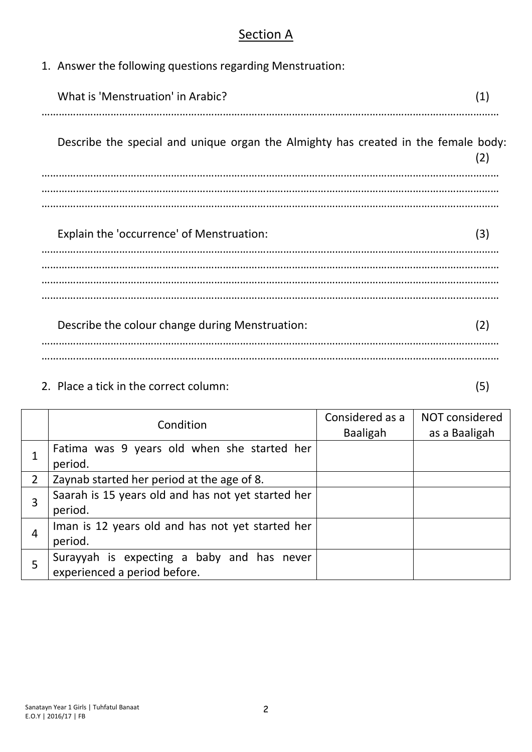## Section A

1. Answer the following questions regarding Menstruation:

   What is 'Menstruation' in Arabic? (1)

   ……………………………………………………………………………………………………………………………………

   Describe the special and unique organ the Almighty has created in the female body: (2)

   ……………………………………………………………………………………………………………………………………
   ……………………………………………………………………………………………………………………………………
   ……………………………………………………………………………………………………………………………………

   Explain the 'occurrence' of Menstruation: (3)

   ……………………………………………………………………………………………………………………………………
   ……………………………………………………………………………………………………………………………………
   ……………………………………………………………………………………………………………………………………
   ……………………………………………………………………………………………………………………………………

   Describe the colour change during Menstruation: (2)

   ……………………………………………………………………………………………………………………………………
   ……………………………………………………………………………………………………………………………………

2. Place a tick in the correct column: (5)

| | Condition | Considered as a Baaligah | NOT considered as a Baaligah |
|---|---|---|---|
| 1 | Fatima was 9 years old when she started her period. | | |
| 2 | Zaynab started her period at the age of 8. | | |
| 3 | Saarah is 15 years old and has not yet started her period. | | |
| 4 | Iman is 12 years old and has not yet started her period. | | |
| 5 | Surayyah is expecting a baby and has never experienced a period before. | | |

Sanatayn Year 1 Girls | Tuhfatul Banaat
E.O.Y | 2016/17 | FB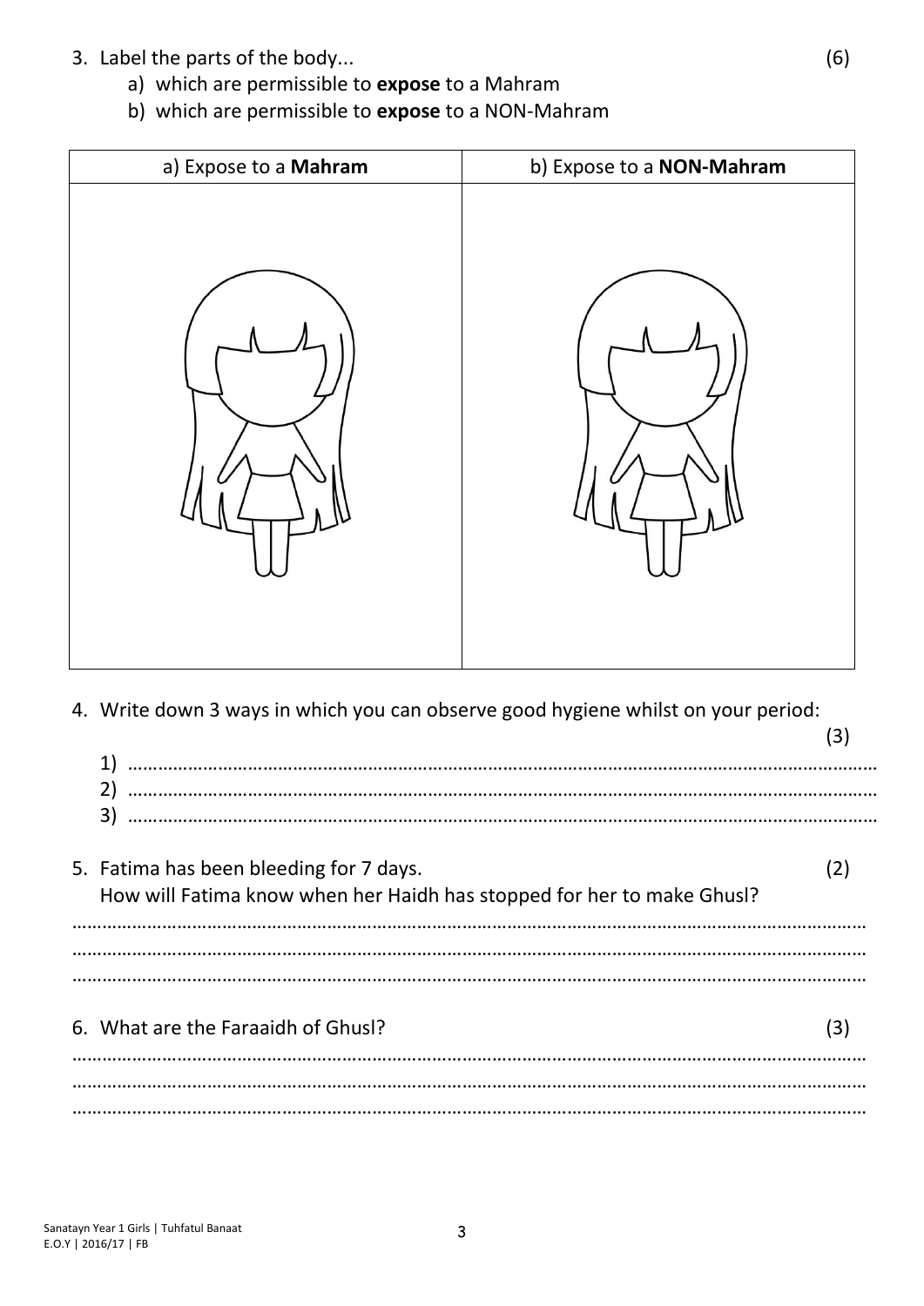3. Label the parts of the body... (6)
   a) which are permissible to **expose** to a Mahram
   b) which are permissible to **expose** to a NON-Mahram

| a) Expose to a **Mahram** | b) Expose to a **NON-Mahram** |
| --- | --- |
| | |

4. Write down 3 ways in which you can observe good hygiene whilst on your period: (3)
   1) ……………………………………………………………………………………………………………
   2) ……………………………………………………………………………………………………………
   3) ……………………………………………………………………………………………………………

5. Fatima has been bleeding for 7 days. (2)
   How will Fatima know when her Haidh has stopped for her to make Ghusl?

……………………………………………………………………………………………………………………
……………………………………………………………………………………………………………………
……………………………………………………………………………………………………………………

6. What are the Faraaidh of Ghusl? (3)

……………………………………………………………………………………………………………………
……………………………………………………………………………………………………………………
……………………………………………………………………………………………………………………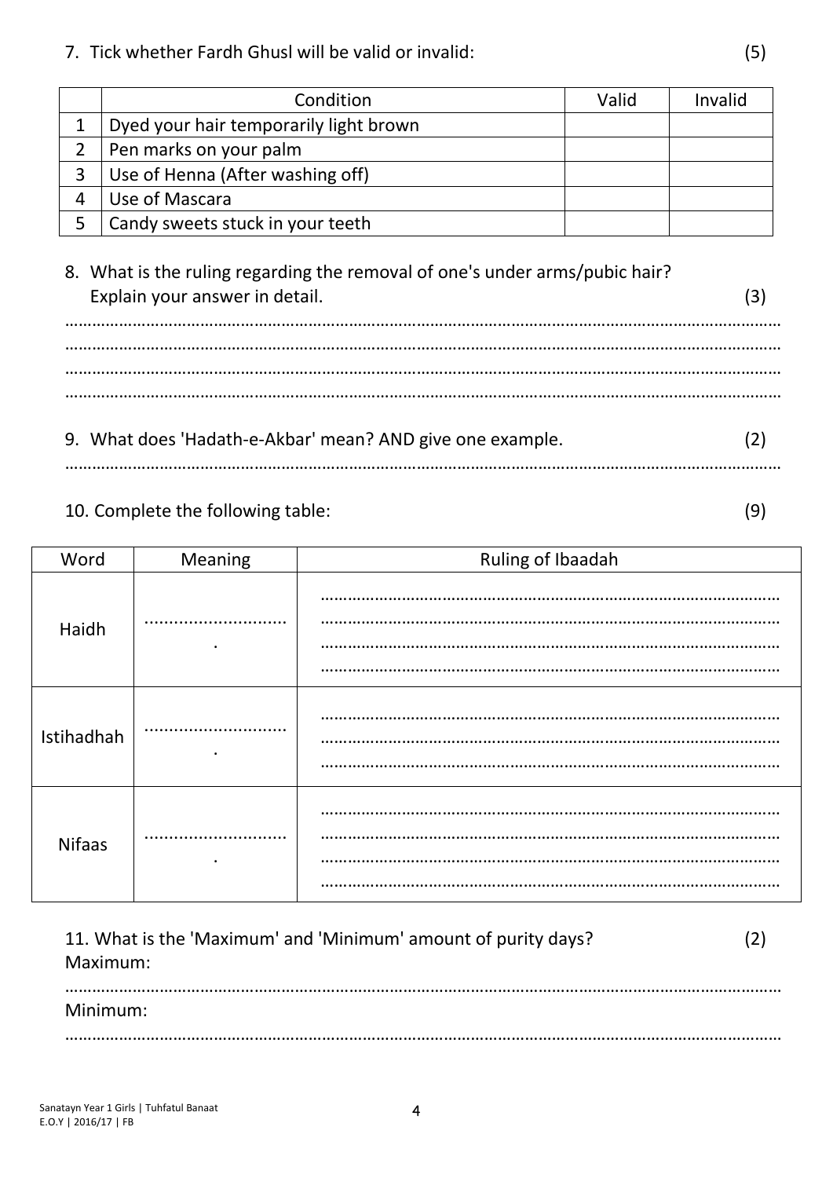7. Tick whether Fardh Ghusl will be valid or invalid: (5)

| | Condition | Valid | Invalid |
|---|---|---|---|
| 1 | Dyed your hair temporarily light brown | | |
| 2 | Pen marks on your palm | | |
| 3 | Use of Henna (After washing off) | | |
| 4 | Use of Mascara | | |
| 5 | Candy sweets stuck in your teeth | | |

8. What is the ruling regarding the removal of one's under arms/pubic hair? Explain your answer in detail. (3)

…………………………………………………………………………………………………………………………………………
…………………………………………………………………………………………………………………………………………
…………………………………………………………………………………………………………………………………………
…………………………………………………………………………………………………………………………………………

9. What does 'Hadath-e-Akbar' mean? AND give one example. (2)

…………………………………………………………………………………………………………………………………………

10. Complete the following table: (9)

| Word | Mening | Ruling of Ibaadah |
|---|---|---|
| Haidh | …………………………. | ………………………………………………………………………………………… |
| Istihadhah | …………………………. | ………………………………………………………………………………………… |
| Nifaas | …………………………. | ………………………………………………………………………………………… |

11. What is the 'Maximum' and 'Minimum' amount of purity days? (2)

Maximum:

…………………………………………………………………………………………………………………………………………

Minimum:

…………………………………………………………………………………………………………………………………………

Sanatayn Year 1 Girls | Tuhfatul Banaat
E.O.Y | 2016/17 | FB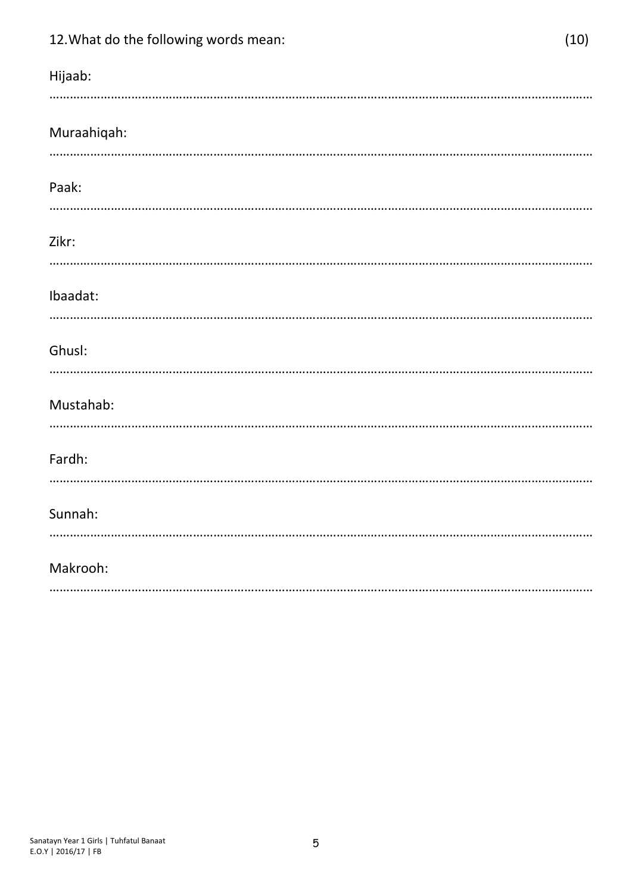12. What do the following words mean: (10)

Hijaab:

……………………………………………………………………………………………………………………………………………

Muraahiqah:

……………………………………………………………………………………………………………………………………………

Paak:

……………………………………………………………………………………………………………………………………………

Zikr:

……………………………………………………………………………………………………………………………………………

Ibaadat:

……………………………………………………………………………………………………………………………………………

Ghusl:

……………………………………………………………………………………………………………………………………………

Mustahab:

……………………………………………………………………………………………………………………………………………

Fardh:

……………………………………………………………………………………………………………………………………………

Sunnah:

……………………………………………………………………………………………………………………………………………

Makrooh:

……………………………………………………………………………………………………………………………………………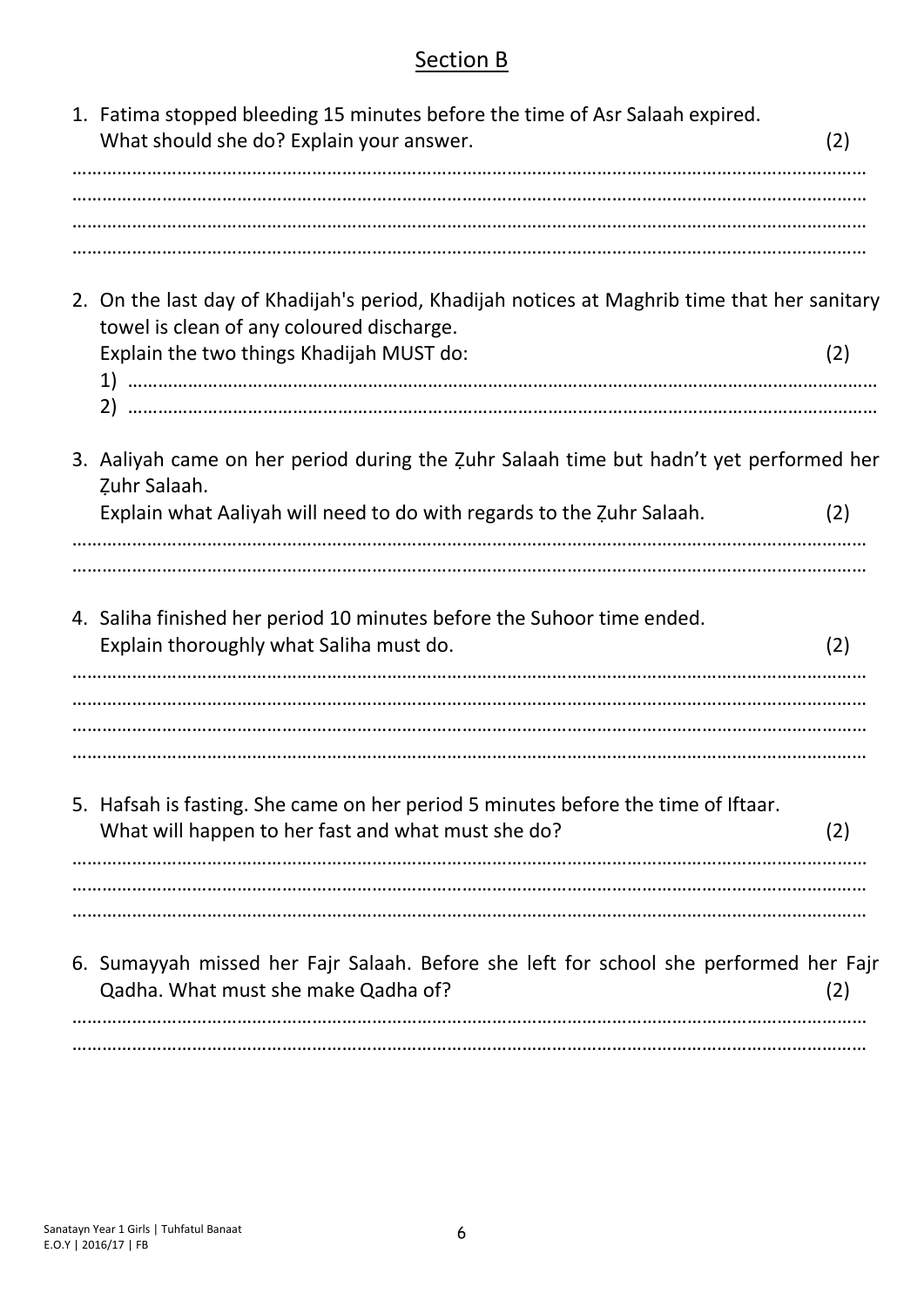## Section B

1. Fatima stopped bleeding 15 minutes before the time of Asr Salaah expired. What should she do? Explain your answer. (2)

……………………………………………………………………………………………………………………………………
……………………………………………………………………………………………………………………………………
……………………………………………………………………………………………………………………………………
……………………………………………………………………………………………………………………………………

2. On the last day of Khadijah's period, Khadijah notices at Maghrib time that her sanitary towel is clean of any coloured discharge.
   Explain the two things Khadijah MUST do: (2)
   1) ……………………………………………………………………………………………………………………………
   2) ……………………………………………………………………………………………………………………………

3. Aaliyah came on her period during the Ẓuhr Salaah time but hadn't yet performed her Ẓuhr Salaah.
   Explain what Aaliyah will need to do with regards to the Ẓuhr Salaah. (2)

……………………………………………………………………………………………………………………………………
……………………………………………………………………………………………………………………………………

4. Saliha finished her period 10 minutes before the Suhoor time ended.
   Explain thoroughly what Saliha must do. (2)

……………………………………………………………………………………………………………………………………
……………………………………………………………………………………………………………………………………
……………………………………………………………………………………………………………………………………
……………………………………………………………………………………………………………………………………

5. Hafsah is fasting. She came on her period 5 minutes before the time of Iftaar.
   What will happen to her fast and what must she do? (2)

……………………………………………………………………………………………………………………………………
……………………………………………………………………………………………………………………………………
……………………………………………………………………………………………………………………………………

6. Sumayyah missed her Fajr Salaah. Before she left for school she performed her Fajr Qadha. What must she make Qadha of? (2)

……………………………………………………………………………………………………………………………………
……………………………………………………………………………………………………………………………………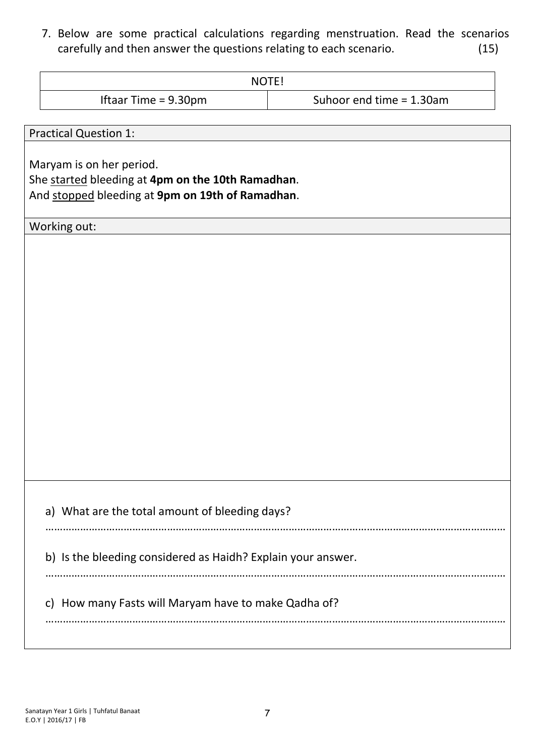7. Below are some practical calculations regarding menstruation. Read the scenarios carefully and then answer the questions relating to each scenario. (15)

| NOTE! | |
|---|---|
| Iftaar Time = 9.30pm | Suhoor end time = 1.30am |

**Practical Question 1:**

Maryam is on her period.
She started bleeding at **4pm on the 10th Ramadhan**.
And stopped bleeding at **9pm on 19th of Ramadhan**.

Working out:

a) What are the total amount of bleeding days?

……………………………………………………………………………………………………………………………………………

b) Is the bleeding considered as Haidh? Explain your answer.

……………………………………………………………………………………………………………………………………………

c) How many Fasts will Maryam have to make Qadha of?

……………………………………………………………………………………………………………………………………………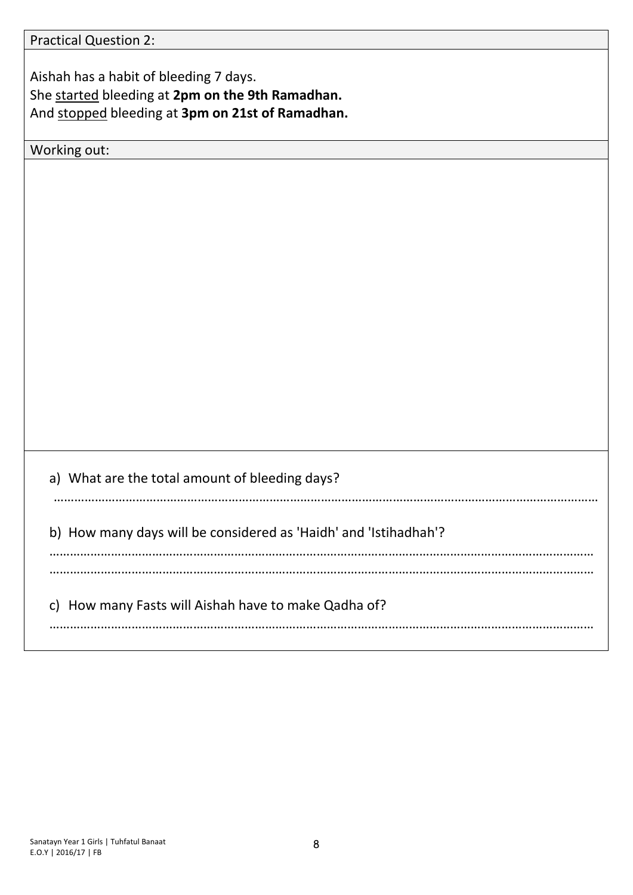Practical Question 2:

Aishah has a habit of bleeding 7 days.
She <u>started</u> bleeding at **2pm on the 9th Ramadhan.**
And <u>stopped</u> bleeding at **3pm on 21st of Ramadhan.**

Working out:

a) What are the total amount of bleeding days?

……………………………………………………………………………………………………………………………………………

b) How many days will be considered as 'Haidh' and 'Istihadhah'?

……………………………………………………………………………………………………………………………………………

……………………………………………………………………………………………………………………………………………

c) How many Fasts will Aishah have to make Qadha of?

……………………………………………………………………………………………………………………………………………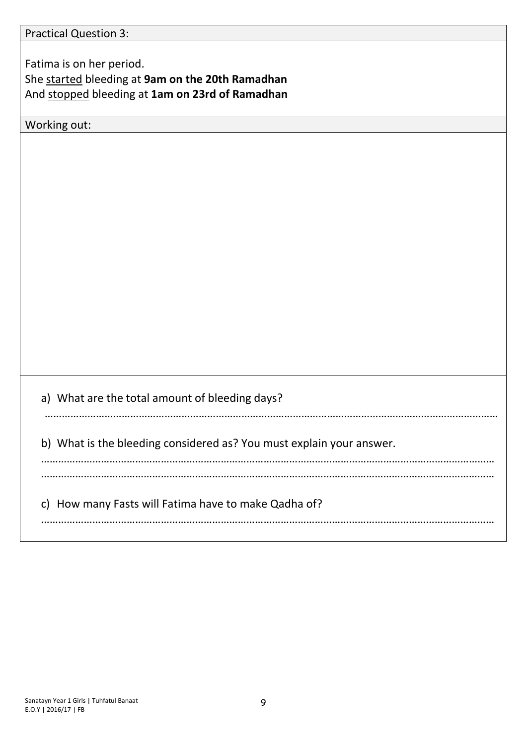Practical Question 3:

Fatima is on her period.
She started bleeding at **9am on the 20th Ramadhan**
And stopped bleeding at **1am on 23rd of Ramadhan**

Working out:

a) What are the total amount of bleeding days?

……………………………………………………………………………………………………………………………………………

b) What is the bleeding considered as? You must explain your answer.

……………………………………………………………………………………………………………………………………………

……………………………………………………………………………………………………………………………………………

c) How many Fasts will Fatima have to make Qadha of?

……………………………………………………………………………………………………………………………………………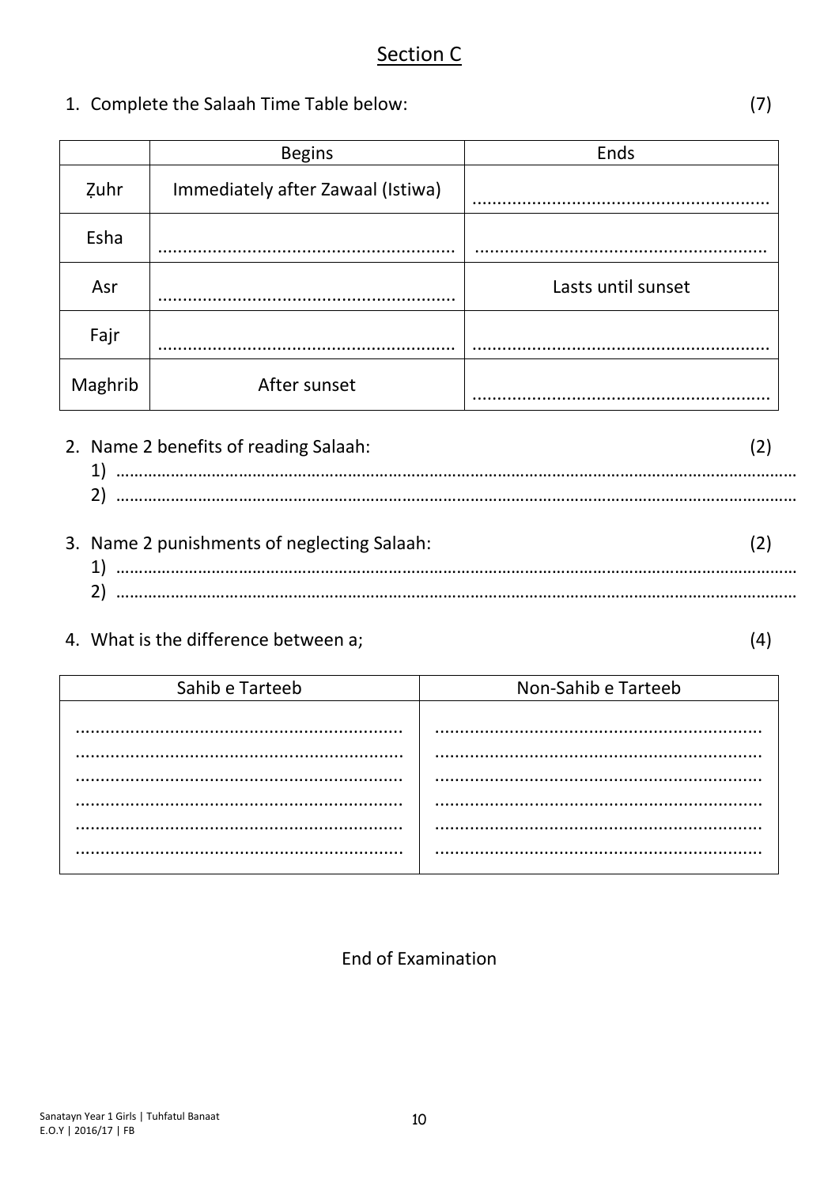## Section C

1. Complete the Salaah Time Table below: (7)

| | Begins | Ends |
|---|---|---|
| Ẓuhr | Immediately after Zawaal (Istiwa) | ........................................................ |
| Esha | ........................................................ | ........................................................ |
| Asr | ........................................................ | Lasts until sunset |
| Fajr | ........................................................ | ........................................................ |
| Maghrib | After sunset | ........................................................ |

2. Name 2 benefits of reading Salaah: (2)
   1) ……………………………………………………………………………………………………………………………
   2) ……………………………………………………………………………………………………………………………

3. Name 2 punishments of neglecting Salaah: (2)
   1) ……………………………………………………………………………………………………………………………
   2) ……………………………………………………………………………………………………………………………

4. What is the difference between a; (4)

| Sahib e Tarteeb | Non-Sahib e Tarteeb |
|---|---|
| ................................................................ | ................................................................ |
| ................................................................ | ................................................................ |
| ................................................................ | ................................................................ |
| ................................................................ | ................................................................ |
| ................................................................ | ................................................................ |
| ................................................................ | ................................................................ |

End of Examination